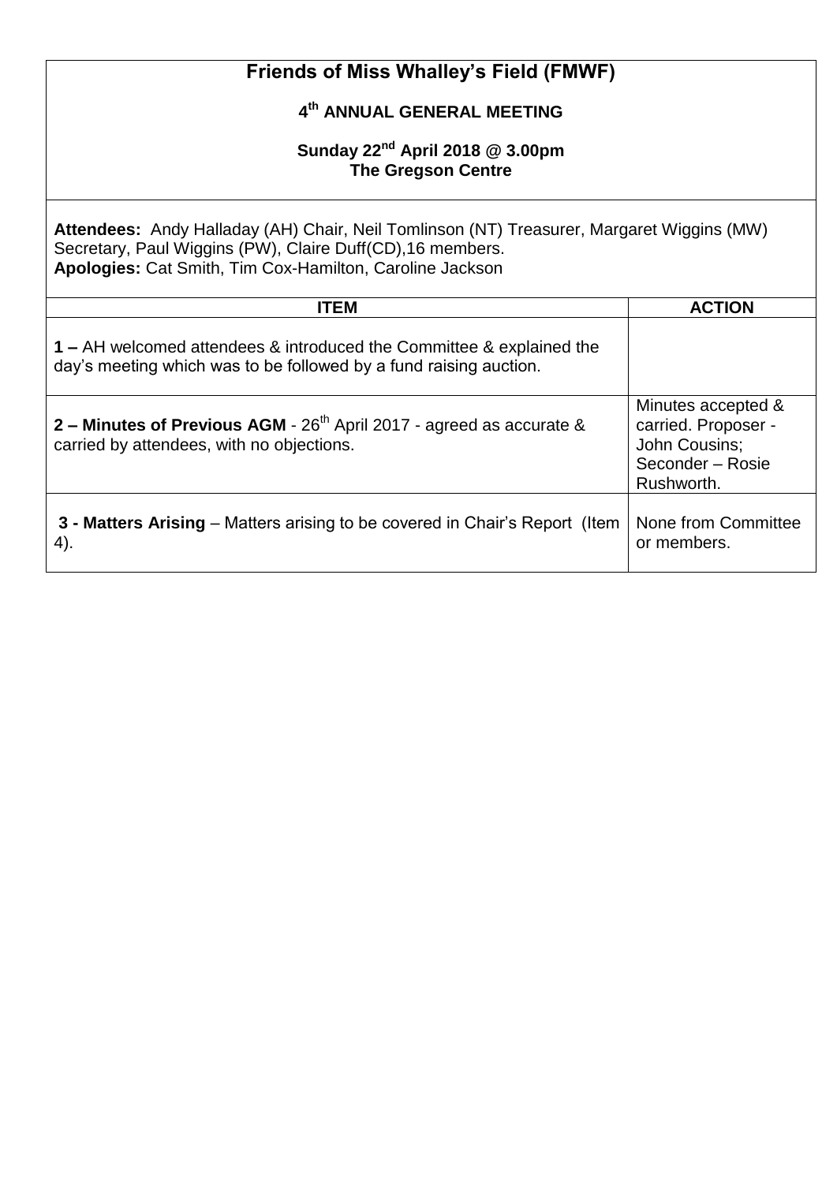# Friends of Miss Whalley's Field (FMWF)

## 4th ANNUAL GENERAL MEETING

### Sunday 22nd April 2018 @ 3.00pm
### The Gregson Centre

**Attendees:** Andy Halladay (AH) Chair, Neil Tomlinson (NT) Treasurer, Margaret Wiggins (MW) Secretary, Paul Wiggins (PW), Claire Duff(CD),16 members.
**Apologies:** Cat Smith, Tim Cox-Hamilton, Caroline Jackson

| ITEM | ACTION |
|---|---|
| **1 –** AH welcomed attendees & introduced the Committee & explained the day's meeting which was to be followed by a fund raising auction. | |
| **2 – Minutes of Previous AGM** - 26th April 2017 - agreed as accurate & carried by attendees, with no objections. | Minutes accepted & carried. Proposer - John Cousins; Seconder – Rosie Rushworth. |
| **3 - Matters Arising** – Matters arising to be covered in Chair's Report (Item 4). | None from Committee or members. |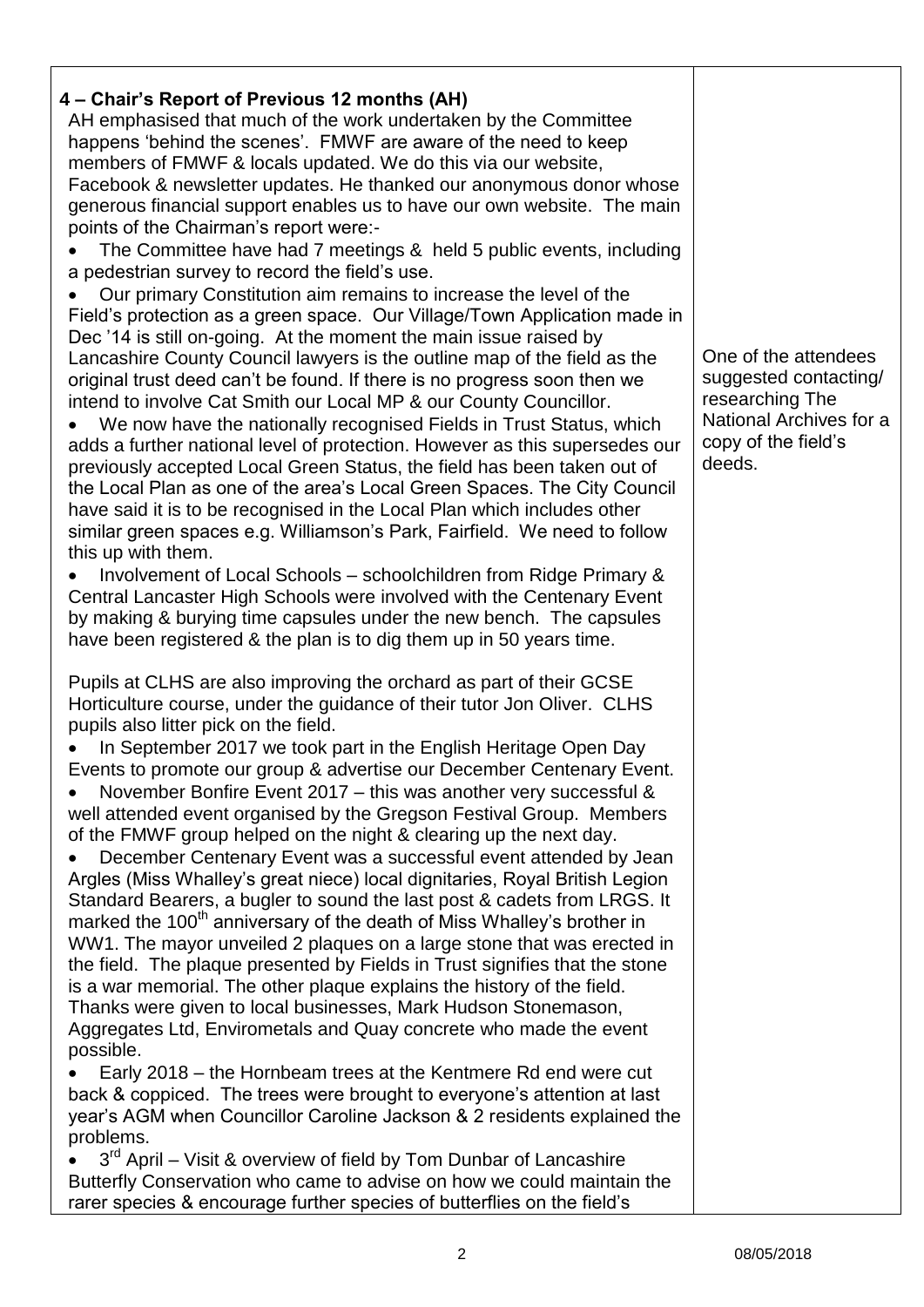| 4 – Chair's Report of Previous 12 months (AH) | |
|---|---|
| AH emphasised that much of the work undertaken by the Committee happens 'behind the scenes'. FMWF are aware of the need to keep members of FMWF & locals updated. We do this via our website, Facebook & newsletter updates. He thanked our anonymous donor whose generous financial support enables us to have our own website. The main points of the Chairman's report were:- <br>• The Committee have had 7 meetings & held 5 public events, including a pedestrian survey to record the field's use. <br>• Our primary Constitution aim remains to increase the level of the Field's protection as a green space. Our Village/Town Application made in Dec '14 is still on-going. At the moment the main issue raised by Lancashire County Council lawyers is the outline map of the field as the original trust deed can't be found. If there is no progress soon then we intend to involve Cat Smith our Local MP & our County Councillor. <br>• We now have the nationally recognised Fields in Trust Status, which adds a further national level of protection. However as this supersedes our previously accepted Local Green Status, the field has been taken out of the Local Plan as one of the area's Local Green Spaces. The City Council have said it is to be recognised in the Local Plan which includes other similar green spaces e.g. Williamson's Park, Fairfield. We need to follow this up with them. <br>• Involvement of Local Schools – schoolchildren from Ridge Primary & Central Lancaster High Schools were involved with the Centenary Event by making & burying time capsules under the new bench. The capsules have been registered & the plan is to dig them up in 50 years time. <br><br>Pupils at CLHS are also improving the orchard as part of their GCSE Horticulture course, under the guidance of their tutor Jon Oliver. CLHS pupils also litter pick on the field. <br>• In September 2017 we took part in the English Heritage Open Day Events to promote our group & advertise our December Centenary Event. <br>• November Bonfire Event 2017 – this was another very successful & well attended event organised by the Gregson Festival Group. Members of the FMWF group helped on the night & clearing up the next day. <br>• December Centenary Event was a successful event attended by Jean Argles (Miss Whalley's great niece) local dignitaries, Royal British Legion Standard Bearers, a bugler to sound the last post & cadets from LRGS. It marked the 100th anniversary of the death of Miss Whalley's brother in WW1. The mayor unveiled 2 plaques on a large stone that was erected in the field. The plaque presented by Fields in Trust signifies that the stone is a war memorial. The other plaque explains the history of the field. Thanks were given to local businesses, Mark Hudson Stonemason, Aggregates Ltd, Envirometals and Quay concrete who made the event possible. <br>• Early 2018 – the Hornbeam trees at the Kentmere Rd end were cut back & coppiced. The trees were brought to everyone's attention at last year's AGM when Councillor Caroline Jackson & 2 residents explained the problems. <br>• 3rd April – Visit & overview of field by Tom Dunbar of Lancashire Butterfly Conservation who came to advise on how we could maintain the rarer species & encourage further species of butterflies on the field's | One of the attendees suggested contacting/ researching The National Archives for a copy of the field's deeds. |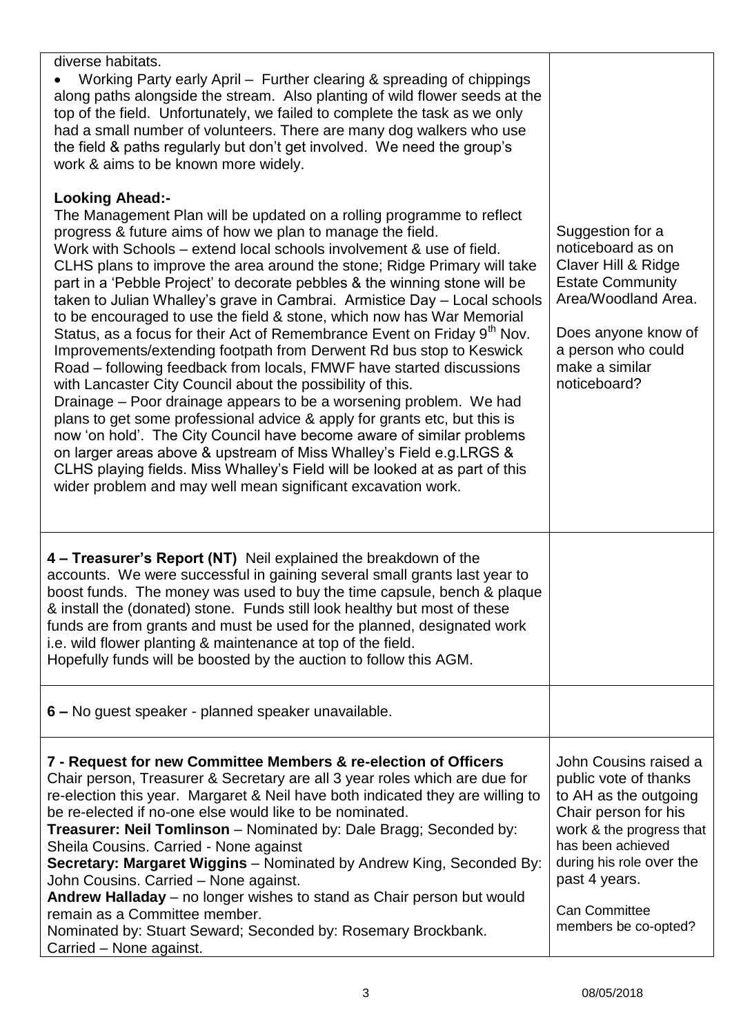| | |
|---|---|
| diverse habitats.<br>• Working Party early April – Further clearing & spreading of chippings along paths alongside the stream. Also planting of wild flower seeds at the top of the field. Unfortunately, we failed to complete the task as we only had a small number of volunteers. There are many dog walkers who use the field & paths regularly but don't get involved. We need the group's work & aims to be known more widely.<br><br>**Looking Ahead:-**<br>The Management Plan will be updated on a rolling programme to reflect progress & future aims of how we plan to manage the field.<br>Work with Schools – extend local schools involvement & use of field. CLHS plans to improve the area around the stone; Ridge Primary will take part in a 'Pebble Project' to decorate pebbles & the winning stone will be taken to Julian Whalley's grave in Cambrai. Armistice Day – Local schools to be encouraged to use the field & stone, which now has War Memorial Status, as a focus for their Act of Remembrance Event on Friday 9th Nov.<br>Improvements/extending footpath from Derwent Rd bus stop to Keswick Road – following feedback from locals, FMWF have started discussions with Lancaster City Council about the possibility of this.<br>Drainage – Poor drainage appears to be a worsening problem. We had plans to get some professional advice & apply for grants etc, but this is now 'on hold'. The City Council have become aware of similar problems on larger areas above & upstream of Miss Whalley's Field e.g.LRGS & CLHS playing fields. Miss Whalley's Field will be looked at as part of this wider problem and may well mean significant excavation work. | Suggestion for a noticeboard as on Claver Hill & Ridge Estate Community Area/Woodland Area.<br><br>Does anyone know of a person who could make a similar noticeboard? |
| **4 – Treasurer's Report (NT)** Neil explained the breakdown of the accounts. We were successful in gaining several small grants last year to boost funds. The money was used to buy the time capsule, bench & plaque & install the (donated) stone. Funds still look healthy but most of these funds are from grants and must be used for the planned, designated work i.e. wild flower planting & maintenance at top of the field.<br>Hopefully funds will be boosted by the auction to follow this AGM. | |
| **6 –** No guest speaker - planned speaker unavailable. | |
| **7 - Request for new Committee Members & re-election of Officers**<br>Chair person, Treasurer & Secretary are all 3 year roles which are due for re-election this year. Margaret & Neil have both indicated they are willing to be re-elected if no-one else would like to be nominated.<br>**Treasurer: Neil Tomlinson** – Nominated by: Dale Bragg; Seconded by: Sheila Cousins. Carried - None against<br>**Secretary: Margaret Wiggins** – Nominated by Andrew King, Seconded By: John Cousins. Carried – None against.<br>**Andrew Halladay** – no longer wishes to stand as Chair person but would remain as a Committee member.<br>Nominated by: Stuart Seward; Seconded by: Rosemary Brockbank. Carried – None against. | John Cousins raised a public vote of thanks to AH as the outgoing Chair person for his work & the progress that has been achieved during his role over the past 4 years.<br><br>Can Committee members be co-opted? |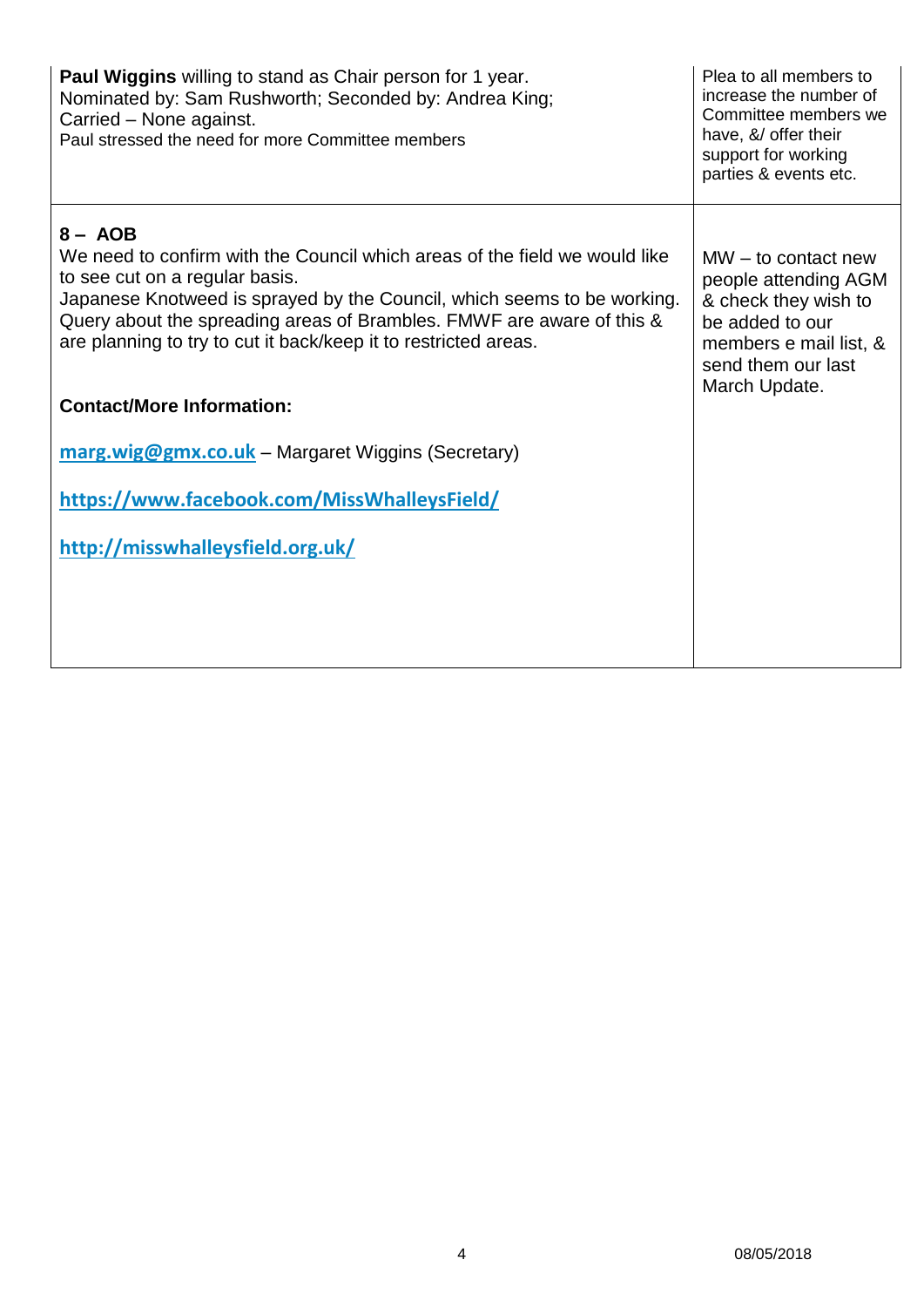| | |
|---|---|
| **Paul Wiggins** willing to stand as Chair person for 1 year.<br>Nominated by: Sam Rushworth; Seconded by: Andrea King;<br>Carried – None against.<br>Paul stressed the need for more Committee members | Plea to all members to increase the number of Committee members we have, &/ offer their support for working parties & events etc. |
| **8 – AOB**<br>We need to confirm with the Council which areas of the field we would like to see cut on a regular basis.<br>Japanese Knotweed is sprayed by the Council, which seems to be working.<br>Query about the spreading areas of Brambles. FMWF are aware of this & are planning to try to cut it back/keep it to restricted areas.<br><br>**Contact/More Information:**<br><br>marg.wig@gmx.co.uk – Margaret Wiggins (Secretary)<br><br>https://www.facebook.com/MissWhalleysField/<br><br>http://misswhalleysfield.org.uk/ | MW – to contact new people attending AGM & check they wish to be added to our members e mail list, & send them our last March Update. |

08/05/2018